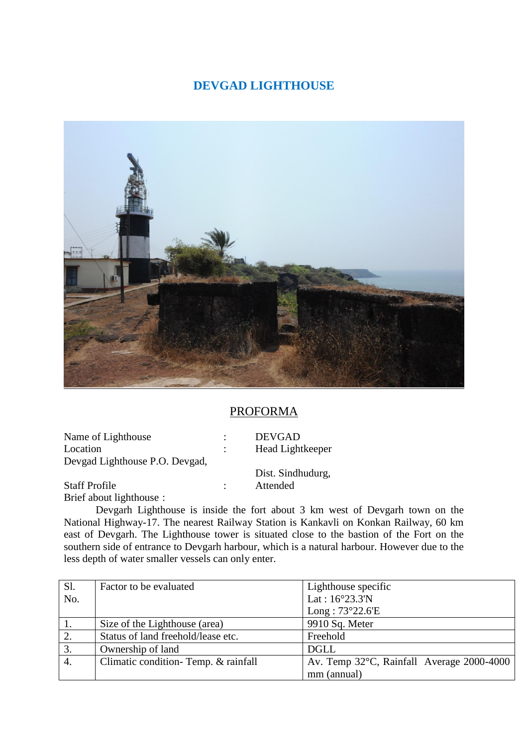# DEVGAD LIGHTHOUSE

## PROFORMA

Name of Lighthouse : DEVGAD

Location : Head Lightkeeper

Devgad Lighthouse P.O. Devgad,

Dist. Sindhudurg,

Staff Profile : Attended

Brief about lighthouse :

Devgarh Lighthouse is inside the fort about 3 km west of Devgarh town on the National Highway-17. The nearest Railway Station is Kankavli on Konkan Railway, 60 km east of Devgarh. The Lighthouse tower is situated close to the bastion of the Fort on the southern side of entrance to Devgarh harbour, which is a natural harbour. However due to the less depth of water smaller vessels can only enter.

| Sl. No. | Factor to be evaluated | Lighthouse specific<br>Lat : 16°23.3'N<br>Long : 73°22.6'E |
|---|---|---|
| 1. | Size of the Lighthouse (area) | 9910 Sq. Meter |
| 2. | Status of land freehold/lease etc. | Freehold |
| 3. | Ownership of land | DGLL |
| 4. | Climatic condition- Temp. & rainfall | Av. Temp 32°C, Rainfall Average 2000-4000 mm (annual) |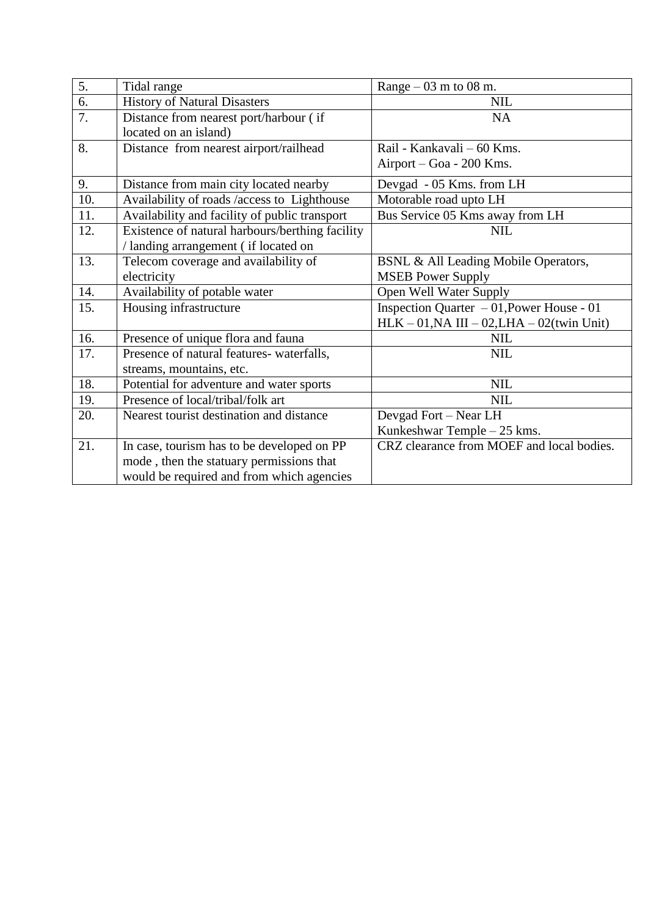| | | |
|---|---|---|
| 5. | Tidal range | Range – 03 m to 08 m. |
| 6. | History of Natural Disasters | NIL |
| 7. | Distance from nearest port/harbour ( if located on an island) | NA |
| 8. | Distance from nearest airport/railhead | Rail - Kankavali – 60 Kms.<br>Airport – Goa - 200 Kms. |
| 9. | Distance from main city located nearby | Devgad - 05 Kms. from LH |
| 10. | Availability of roads /access to Lighthouse | Motorable road upto LH |
| 11. | Availability and facility of public transport | Bus Service 05 Kms away from LH |
| 12. | Existence of natural harbours/berthing facility / landing arrangement ( if located on | NIL |
| 13. | Telecom coverage and availability of electricity | BSNL & All Leading Mobile Operators, MSEB Power Supply |
| 14. | Availability of potable water | Open Well Water Supply |
| 15. | Housing infrastructure | Inspection Quarter – 01,Power House - 01<br>HLK – 01,NA III – 02,LHA – 02(twin Unit) |
| 16. | Presence of unique flora and fauna | NIL |
| 17. | Presence of natural features- waterfalls, streams, mountains, etc. | NIL |
| 18. | Potential for adventure and water sports | NIL |
| 19. | Presence of local/tribal/folk art | NIL |
| 20. | Nearest tourist destination and distance | Devgad Fort – Near LH<br>Kunkeshwar Temple – 25 kms. |
| 21. | In case, tourism has to be developed on PP mode , then the statuary permissions that would be required and from which agencies | CRZ clearance from MOEF and local bodies. |